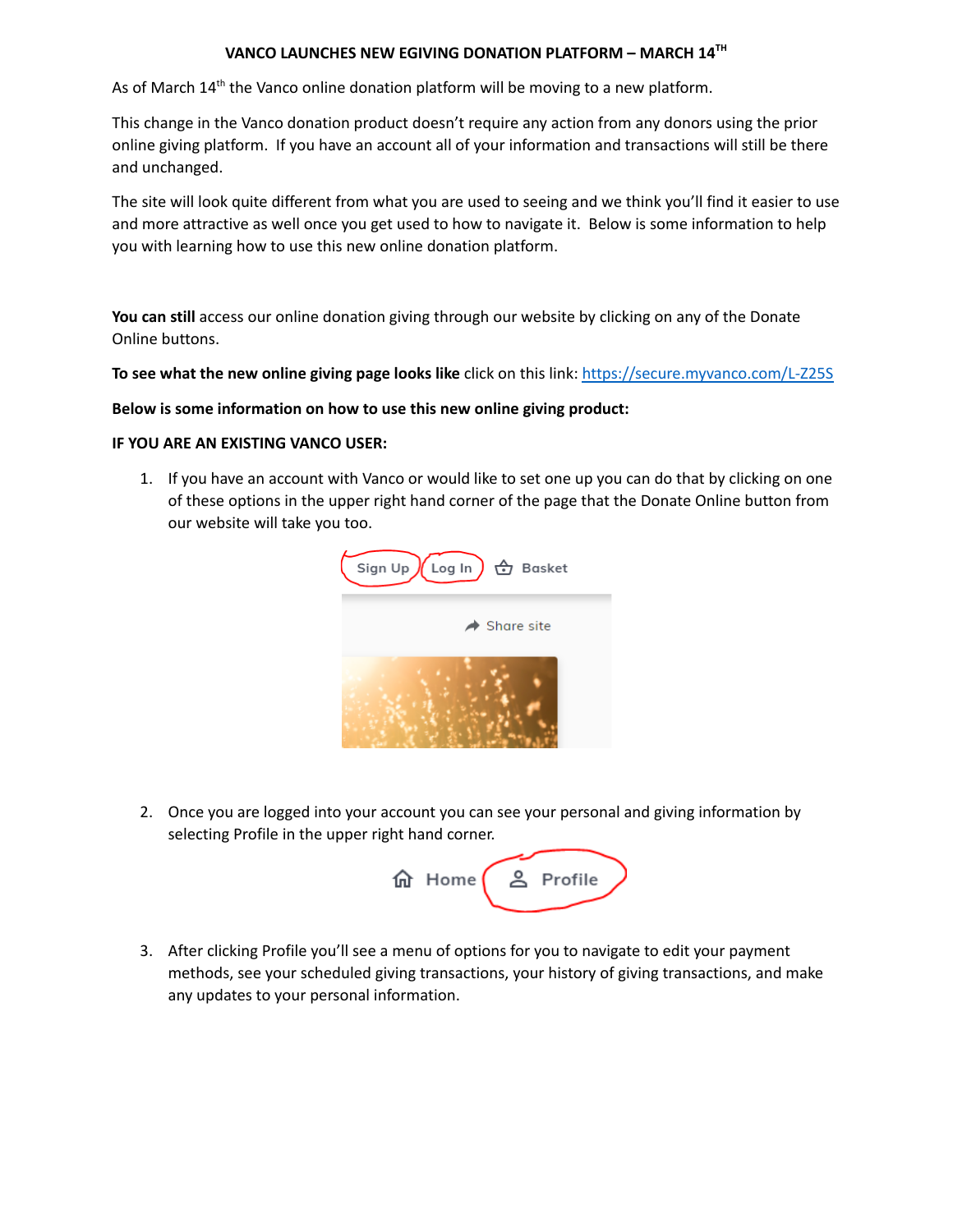# VANCO LAUNCHES NEW EGIVING DONATION PLATFORM – MARCH 14TH

As of March 14th the Vanco online donation platform will be moving to a new platform.

This change in the Vanco donation product doesn't require any action from any donors using the prior online giving platform. If you have an account all of your information and transactions will still be there and unchanged.

The site will look quite different from what you are used to seeing and we think you'll find it easier to use and more attractive as well once you get used to how to navigate it. Below is some information to help you with learning how to use this new online donation platform.

**You can still** access our online donation giving through our website by clicking on any of the Donate Online buttons.

**To see what the new online giving page looks like** click on this link: https://secure.myvanco.com/L-Z25S

**Below is some information on how to use this new online giving product:**

**IF YOU ARE AN EXISTING VANCO USER:**

1. If you have an account with Vanco or would like to set one up you can do that by clicking on one of these options in the upper right hand corner of the page that the Donate Online button from our website will take you too.

   Sign Up | Log In | Basket

   Share site

2. Once you are logged into your account you can see your personal and giving information by selecting Profile in the upper right hand corner.

   Home | Profile

3. After clicking Profile you'll see a menu of options for you to navigate to edit your payment methods, see your scheduled giving transactions, your history of giving transactions, and make any updates to your personal information.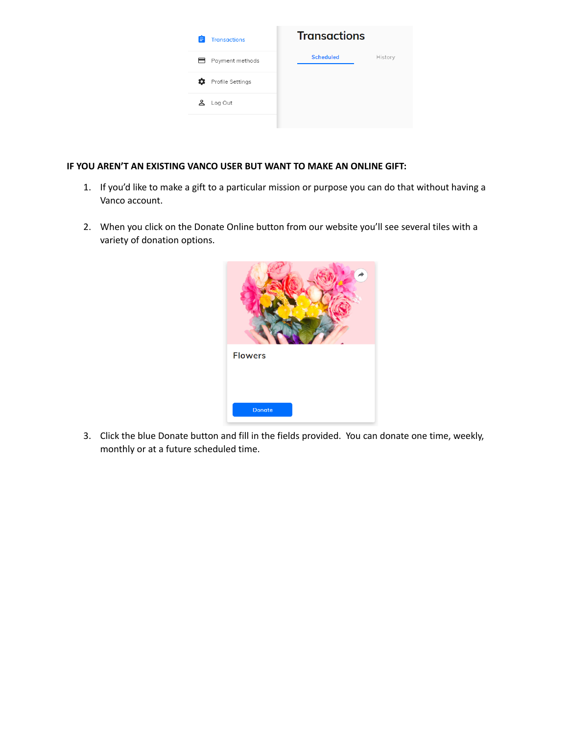**IF YOU AREN'T AN EXISTING VANCO USER BUT WANT TO MAKE AN ONLINE GIFT:**

1. If you'd like to make a gift to a particular mission or purpose you can do that without having a Vanco account.

2. When you click on the Donate Online button from our website you'll see several tiles with a variety of donation options.

3. Click the blue Donate button and fill in the fields provided. You can donate one time, weekly, monthly or at a future scheduled time.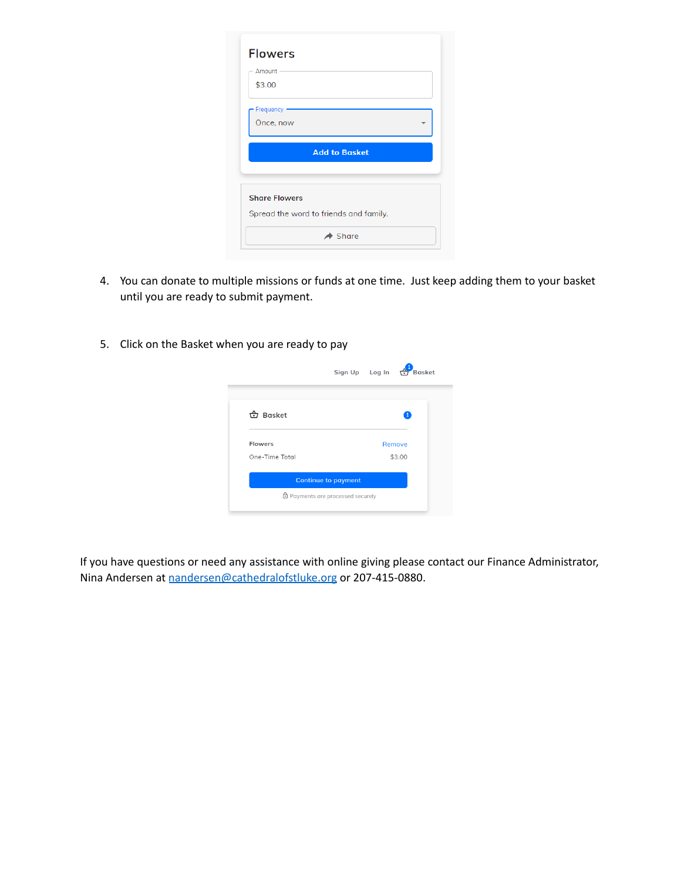Flowers

Amount

$3.00

Frequency

Once, now

Add to Basket

Share Flowers

Spread the word to friends and family.

Share

4. You can donate to multiple missions or funds at one time. Just keep adding them to your basket until you are ready to submit payment.

5. Click on the Basket when you are ready to pay

Sign Up Log In 1 Basket

Basket 1

Flowers Remove

One-Time Total $3.00

Continue to payment

Payments are processed securely

If you have questions or need any assistance with online giving please contact our Finance Administrator, Nina Andersen at [nandersen@cathedralofstluke.org](mailto:nandersen@cathedralofstluke.org) or 207-415-0880.